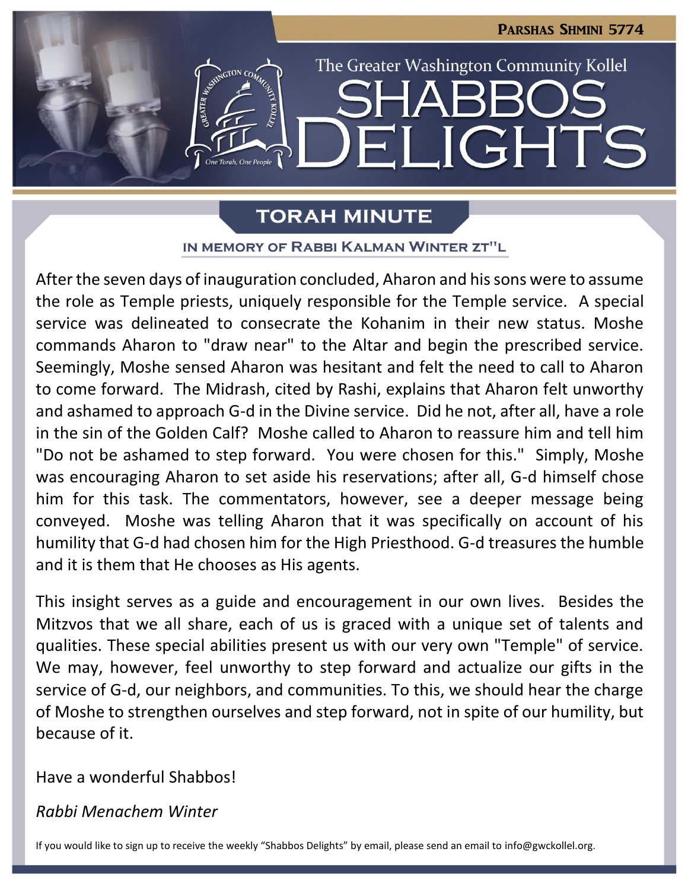# The Greater Washington Community Kollel

# SHABBOS DELIGHTS

**PARSHAS SHMINI 5774**

## TORAH MINUTE

### IN MEMORY OF RABBI KALMAN WINTER ZT"L

After the seven days of inauguration concluded, Aharon and his sons were to assume the role as Temple priests, uniquely responsible for the Temple service. A special service was delineated to consecrate the Kohanim in their new status. Moshe commands Aharon to "draw near" to the Altar and begin the prescribed service. Seemingly, Moshe sensed Aharon was hesitant and felt the need to call to Aharon to come forward. The Midrash, cited by Rashi, explains that Aharon felt unworthy and ashamed to approach G-d in the Divine service. Did he not, after all, have a role in the sin of the Golden Calf? Moshe called to Aharon to reassure him and tell him "Do not be ashamed to step forward. You were chosen for this." Simply, Moshe was encouraging Aharon to set aside his reservations; after all, G-d himself chose him for this task. The commentators, however, see a deeper message being conveyed. Moshe was telling Aharon that it was specifically on account of his humility that G-d had chosen him for the High Priesthood. G-d treasures the humble and it is them that He chooses as His agents.

This insight serves as a guide and encouragement in our own lives. Besides the Mitzvos that we all share, each of us is graced with a unique set of talents and qualities. These special abilities present us with our very own "Temple" of service. We may, however, feel unworthy to step forward and actualize our gifts in the service of G-d, our neighbors, and communities. To this, we should hear the charge of Moshe to strengthen ourselves and step forward, not in spite of our humility, but because of it.

Have a wonderful Shabbos!

*Rabbi Menachem Winter*

If you would like to sign up to receive the weekly "Shabbos Delights" by email, please send an email to info@gwckollel.org.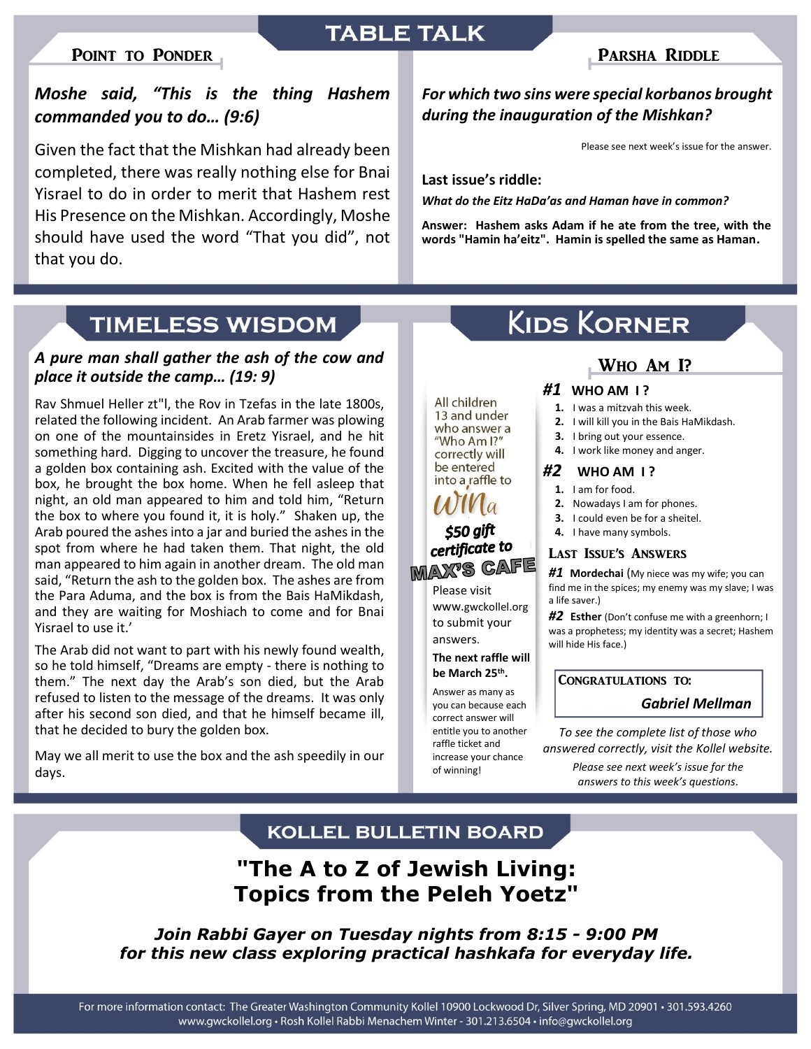# TABLE TALK

## Point to Ponder

***Moshe said, "This is the thing Hashem commanded you to do… (9:6)***

Given the fact that the Mishkan had already been completed, there was really nothing else for Bnai Yisrael to do in order to merit that Hashem rest His Presence on the Mishkan. Accordingly, Moshe should have used the word "That you did", not that you do.

## Parsha Riddle

***For which two sins were special korbanos brought during the inauguration of the Mishkan?***

Please see next week's issue for the answer.

**Last issue's riddle:**

***What do the Eitz HaDa'as and Haman have in common?***

**Answer: Hashem asks Adam if he ate from the tree, with the words "Hamin ha'eitz". Hamin is spelled the same as Haman.**

# TIMELESS WISDOM

***A pure man shall gather the ash of the cow and place it outside the camp… (19: 9)***

Rav Shmuel Heller zt"l, the Rov in Tzefas in the late 1800s, related the following incident. An Arab farmer was plowing on one of the mountainsides in Eretz Yisrael, and he hit something hard. Digging to uncover the treasure, he found a golden box containing ash. Excited with the value of the box, he brought the box home. When he fell asleep that night, an old man appeared to him and told him, "Return the box to where you found it, it is holy." Shaken up, the Arab poured the ashes into a jar and buried the ashes in the spot from where he had taken them. That night, the old man appeared to him again in another dream. The old man said, "Return the ash to the golden box. The ashes are from the Para Aduma, and the box is from the Bais HaMikdash, and they are waiting for Moshiach to come and for Bnai Yisrael to use it.'

The Arab did not want to part with his newly found wealth, so he told himself, "Dreams are empty - there is nothing to them." The next day the Arab's son died, but the Arab refused to listen to the message of the dreams. It was only after his second son died, and that he himself became ill, that he decided to bury the golden box.

May we all merit to use the box and the ash speedily in our days.

# KIDS KORNER

All children 13 and under who answer a "Who Am I?" correctly will be entered into a raffle to

**Win a $50 gift certificate to MAX'S CAFE**

Please visit www.gwckollel.org to submit your answers.

**The next raffle will be March 25th.**

Answer as many as you can because each correct answer will entitle you to another raffle ticket and increase your chance of winning!

## Who Am I?

### #1 WHO AM I ?

1. I was a mitzvah this week.
2. I will kill you in the Bais HaMikdash.
3. I bring out your essence.
4. I work like money and anger.

### #2 WHO AM I ?

1. I am for food.
2. Nowadays I am for phones.
3. I could even be for a sheitel.
4. I have many symbols.

### Last Issue's Answers

**#1 Mordechai** (My niece was my wife; you can find me in the spices; my enemy was my slave; I was a life saver.)

**#2 Esther** (Don't confuse me with a greenhorn; I was a prophetess; my identity was a secret; Hashem will hide His face.)

**Congratulations to:**

***Gabriel Mellman***

*To see the complete list of those who answered correctly, visit the Kollel website.*

*Please see next week's issue for the answers to this week's questions.*

# KOLLEL BULLETIN BOARD

## "The A to Z of Jewish Living: Topics from the Peleh Yoetz"

***Join Rabbi Gayer on Tuesday nights from 8:15 - 9:00 PM for this new class exploring practical hashkafa for everyday life.***

For more information contact: The Greater Washington Community Kollel 10900 Lockwood Dr, Silver Spring, MD 20901 • 301.593.4260
www.gwckollel.org • Rosh Kollel Rabbi Menachem Winter - 301.213.6504 • info@gwckollel.org